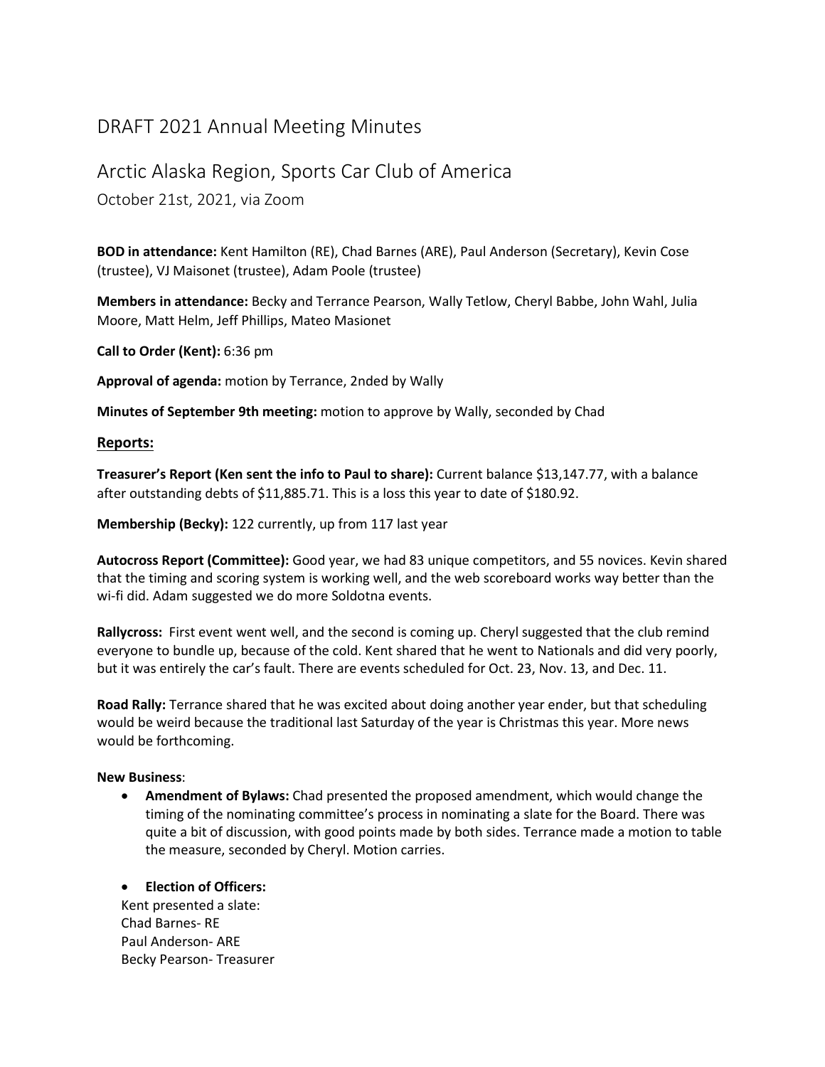# DRAFT 2021 Annual Meeting Minutes

## Arctic Alaska Region, Sports Car Club of America

October 21st, 2021, via Zoom

**BOD in attendance:** Kent Hamilton (RE), Chad Barnes (ARE), Paul Anderson (Secretary), Kevin Cose (trustee), VJ Maisonet (trustee), Adam Poole (trustee)

**Members in attendance:** Becky and Terrance Pearson, Wally Tetlow, Cheryl Babbe, John Wahl, Julia Moore, Matt Helm, Jeff Phillips, Mateo Masionet

**Call to Order (Kent):** 6:36 pm

**Approval of agenda:** motion by Terrance, 2nded by Wally

**Minutes of September 9th meeting:** motion to approve by Wally, seconded by Chad

### Reports:

**Treasurer's Report (Ken sent the info to Paul to share):** Current balance $13,147.77, with a balance after outstanding debts of $11,885.71. This is a loss this year to date of $180.92.

**Membership (Becky):** 122 currently, up from 117 last year

**Autocross Report (Committee):** Good year, we had 83 unique competitors, and 55 novices. Kevin shared that the timing and scoring system is working well, and the web scoreboard works way better than the wi-fi did. Adam suggested we do more Soldotna events.

**Rallycross:** First event went well, and the second is coming up. Cheryl suggested that the club remind everyone to bundle up, because of the cold. Kent shared that he went to Nationals and did very poorly, but it was entirely the car's fault. There are events scheduled for Oct. 23, Nov. 13, and Dec. 11.

**Road Rally:** Terrance shared that he was excited about doing another year ender, but that scheduling would be weird because the traditional last Saturday of the year is Christmas this year. More news would be forthcoming.

**New Business**:

- **Amendment of Bylaws:** Chad presented the proposed amendment, which would change the timing of the nominating committee's process in nominating a slate for the Board. There was quite a bit of discussion, with good points made by both sides. Terrance made a motion to table the measure, seconded by Cheryl. Motion carries.

- **Election of Officers:**

Kent presented a slate:
Chad Barnes- RE
Paul Anderson- ARE
Becky Pearson- Treasurer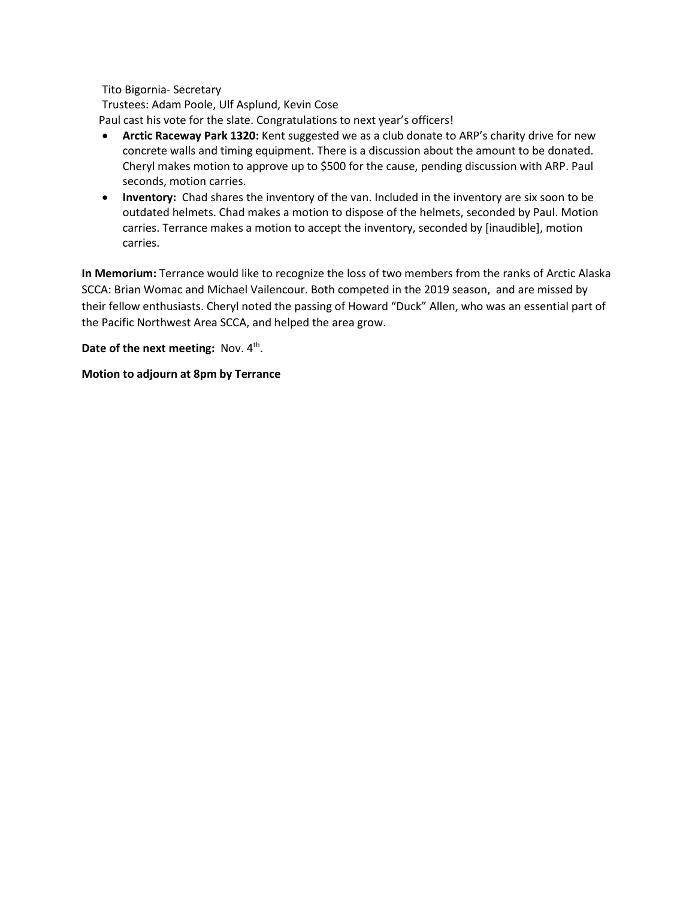Tito Bigornia- Secretary
Trustees: Adam Poole, Ulf Asplund, Kevin Cose
Paul cast his vote for the slate. Congratulations to next year's officers!

- **Arctic Raceway Park 1320:** Kent suggested we as a club donate to ARP's charity drive for new concrete walls and timing equipment. There is a discussion about the amount to be donated. Cheryl makes motion to approve up to $500 for the cause, pending discussion with ARP. Paul seconds, motion carries.
- **Inventory:** Chad shares the inventory of the van. Included in the inventory are six soon to be outdated helmets. Chad makes a motion to dispose of the helmets, seconded by Paul. Motion carries. Terrance makes a motion to accept the inventory, seconded by [inaudible], motion carries.

**In Memorium:** Terrance would like to recognize the loss of two members from the ranks of Arctic Alaska SCCA: Brian Womac and Michael Vailencour. Both competed in the 2019 season, and are missed by their fellow enthusiasts. Cheryl noted the passing of Howard "Duck" Allen, who was an essential part of the Pacific Northwest Area SCCA, and helped the area grow.

**Date of the next meeting:** Nov. 4th.

**Motion to adjourn at 8pm by Terrance**